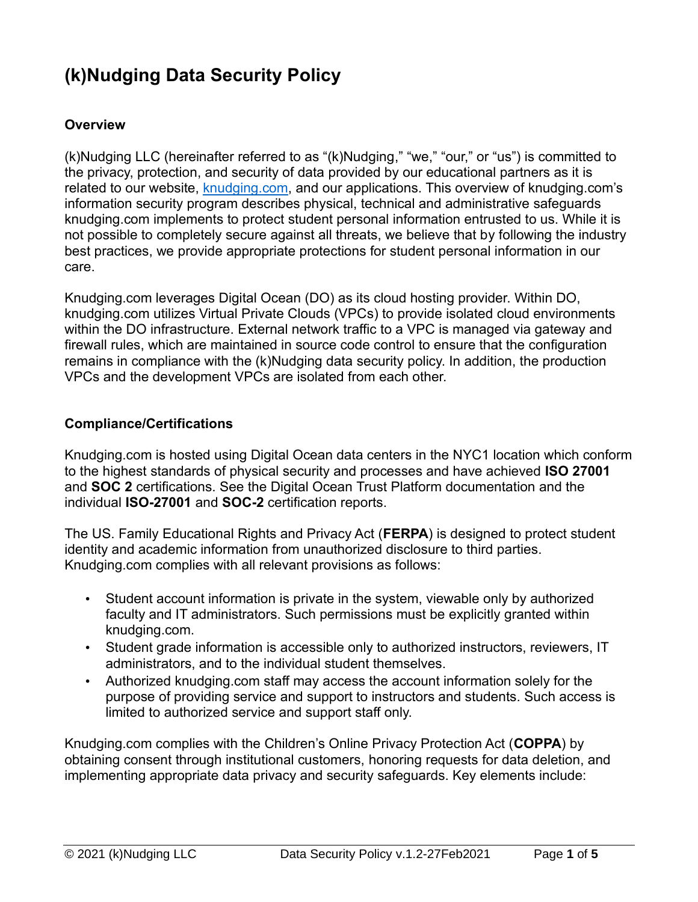# (k)Nudging Data Security Policy

### Overview

(k)Nudging LLC (hereinafter referred to as "(k)Nudging," "we," "our," or "us") is committed to the privacy, protection, and security of data provided by our educational partners as it is related to our website, [knudging.com](knudging.com), and our applications. This overview of knudging.com's information security program describes physical, technical and administrative safeguards knudging.com implements to protect student personal information entrusted to us. While it is not possible to completely secure against all threats, we believe that by following the industry best practices, we provide appropriate protections for student personal information in our care.

Knudging.com leverages Digital Ocean (DO) as its cloud hosting provider. Within DO, knudging.com utilizes Virtual Private Clouds (VPCs) to provide isolated cloud environments within the DO infrastructure. External network traffic to a VPC is managed via gateway and firewall rules, which are maintained in source code control to ensure that the configuration remains in compliance with the (k)Nudging data security policy. In addition, the production VPCs and the development VPCs are isolated from each other.

### Compliance/Certifications

Knudging.com is hosted using Digital Ocean data centers in the NYC1 location which conform to the highest standards of physical security and processes and have achieved **ISO 27001** and **SOC 2** certifications. See the Digital Ocean Trust Platform documentation and the individual **ISO-27001** and **SOC-2** certification reports.

The US. Family Educational Rights and Privacy Act (**FERPA**) is designed to protect student identity and academic information from unauthorized disclosure to third parties. Knudging.com complies with all relevant provisions as follows:

- Student account information is private in the system, viewable only by authorized faculty and IT administrators. Such permissions must be explicitly granted within knudging.com.
- Student grade information is accessible only to authorized instructors, reviewers, IT administrators, and to the individual student themselves.
- Authorized knudging.com staff may access the account information solely for the purpose of providing service and support to instructors and students. Such access is limited to authorized service and support staff only.

Knudging.com complies with the Children's Online Privacy Protection Act (**COPPA**) by obtaining consent through institutional customers, honoring requests for data deletion, and implementing appropriate data privacy and security safeguards. Key elements include: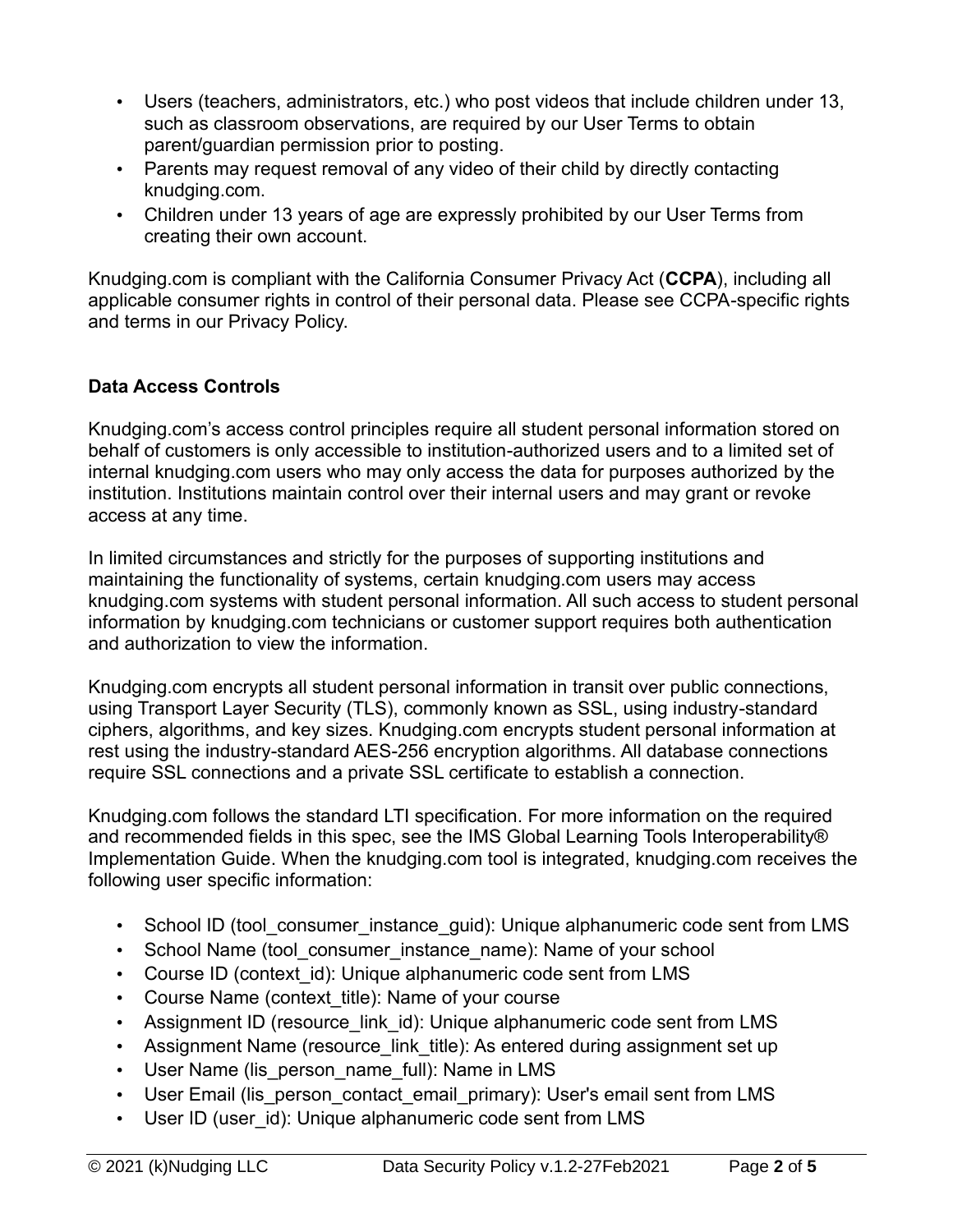- Users (teachers, administrators, etc.) who post videos that include children under 13, such as classroom observations, are required by our User Terms to obtain parent/guardian permission prior to posting.
- Parents may request removal of any video of their child by directly contacting knudging.com.
- Children under 13 years of age are expressly prohibited by our User Terms from creating their own account.

Knudging.com is compliant with the California Consumer Privacy Act (**CCPA**), including all applicable consumer rights in control of their personal data. Please see CCPA-specific rights and terms in our Privacy Policy.

**Data Access Controls**

Knudging.com's access control principles require all student personal information stored on behalf of customers is only accessible to institution-authorized users and to a limited set of internal knudging.com users who may only access the data for purposes authorized by the institution. Institutions maintain control over their internal users and may grant or revoke access at any time.

In limited circumstances and strictly for the purposes of supporting institutions and maintaining the functionality of systems, certain knudging.com users may access knudging.com systems with student personal information. All such access to student personal information by knudging.com technicians or customer support requires both authentication and authorization to view the information.

Knudging.com encrypts all student personal information in transit over public connections, using Transport Layer Security (TLS), commonly known as SSL, using industry-standard ciphers, algorithms, and key sizes. Knudging.com encrypts student personal information at rest using the industry-standard AES-256 encryption algorithms. All database connections require SSL connections and a private SSL certificate to establish a connection.

Knudging.com follows the standard LTI specification. For more information on the required and recommended fields in this spec, see the IMS Global Learning Tools Interoperability® Implementation Guide. When the knudging.com tool is integrated, knudging.com receives the following user specific information:

- School ID (tool_consumer_instance_guid): Unique alphanumeric code sent from LMS
- School Name (tool_consumer_instance_name): Name of your school
- Course ID (context_id): Unique alphanumeric code sent from LMS
- Course Name (context_title): Name of your course
- Assignment ID (resource_link_id): Unique alphanumeric code sent from LMS
- Assignment Name (resource_link_title): As entered during assignment set up
- User Name (lis_person_name_full): Name in LMS
- User Email (lis_person_contact_email_primary): User's email sent from LMS
- User ID (user_id): Unique alphanumeric code sent from LMS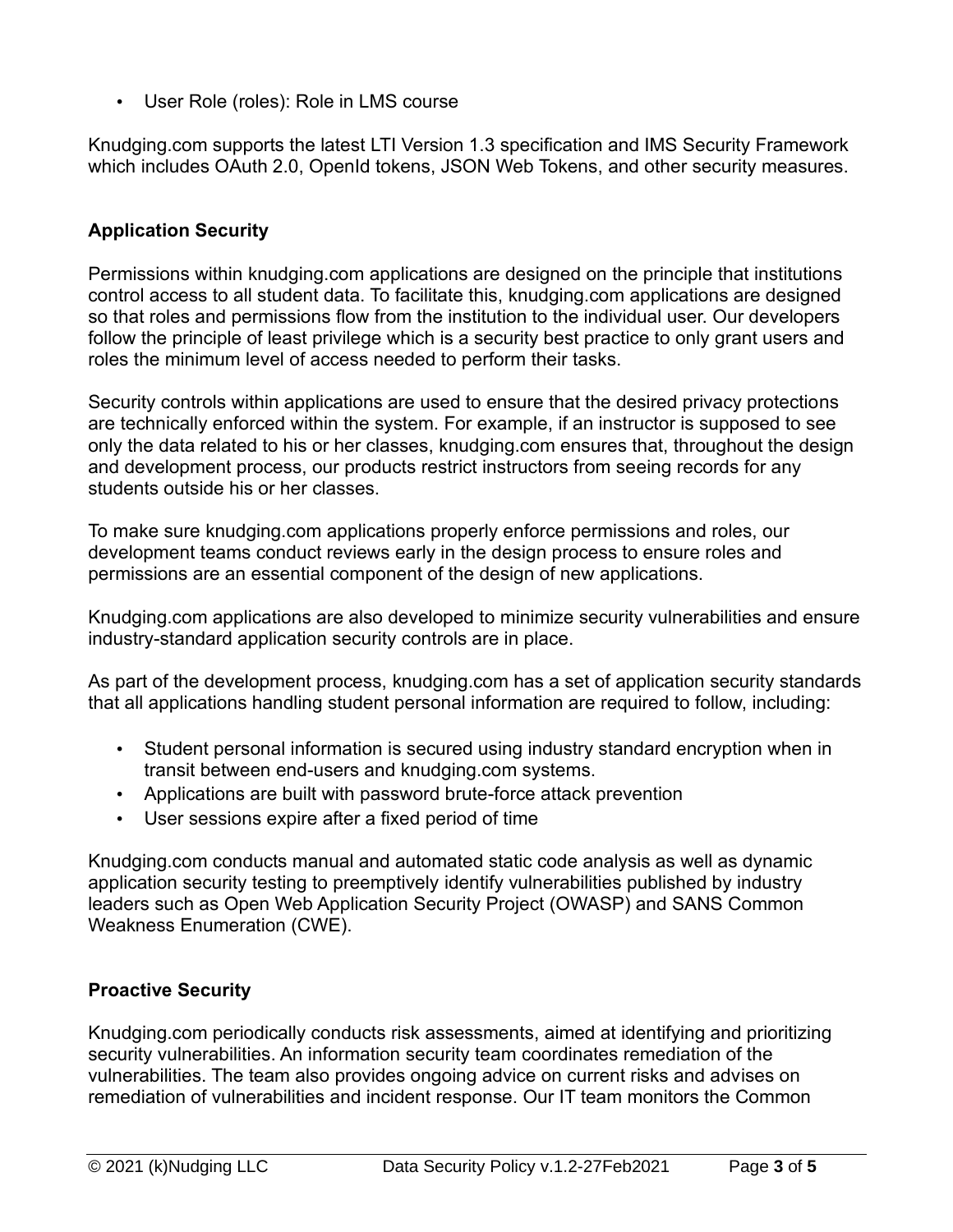- User Role (roles): Role in LMS course

Knudging.com supports the latest LTI Version 1.3 specification and IMS Security Framework which includes OAuth 2.0, OpenId tokens, JSON Web Tokens, and other security measures.

## Application Security

Permissions within knudging.com applications are designed on the principle that institutions control access to all student data. To facilitate this, knudging.com applications are designed so that roles and permissions flow from the institution to the individual user. Our developers follow the principle of least privilege which is a security best practice to only grant users and roles the minimum level of access needed to perform their tasks.

Security controls within applications are used to ensure that the desired privacy protections are technically enforced within the system. For example, if an instructor is supposed to see only the data related to his or her classes, knudging.com ensures that, throughout the design and development process, our products restrict instructors from seeing records for any students outside his or her classes.

To make sure knudging.com applications properly enforce permissions and roles, our development teams conduct reviews early in the design process to ensure roles and permissions are an essential component of the design of new applications.

Knudging.com applications are also developed to minimize security vulnerabilities and ensure industry-standard application security controls are in place.

As part of the development process, knudging.com has a set of application security standards that all applications handling student personal information are required to follow, including:

- Student personal information is secured using industry standard encryption when in transit between end-users and knudging.com systems.
- Applications are built with password brute-force attack prevention
- User sessions expire after a fixed period of time

Knudging.com conducts manual and automated static code analysis as well as dynamic application security testing to preemptively identify vulnerabilities published by industry leaders such as Open Web Application Security Project (OWASP) and SANS Common Weakness Enumeration (CWE).

## Proactive Security

Knudging.com periodically conducts risk assessments, aimed at identifying and prioritizing security vulnerabilities. An information security team coordinates remediation of the vulnerabilities. The team also provides ongoing advice on current risks and advises on remediation of vulnerabilities and incident response. Our IT team monitors the Common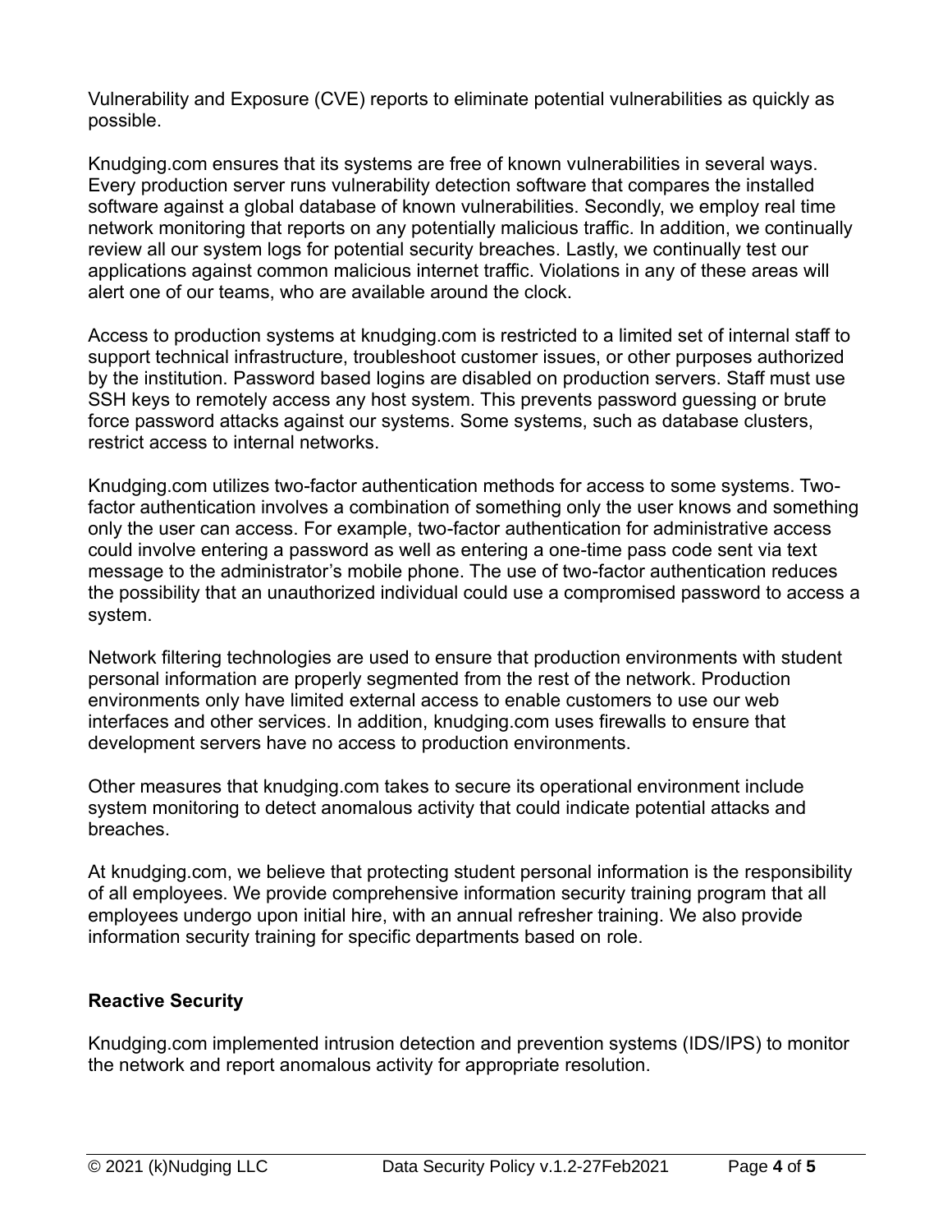Vulnerability and Exposure (CVE) reports to eliminate potential vulnerabilities as quickly as possible.

Knudging.com ensures that its systems are free of known vulnerabilities in several ways. Every production server runs vulnerability detection software that compares the installed software against a global database of known vulnerabilities. Secondly, we employ real time network monitoring that reports on any potentially malicious traffic. In addition, we continually review all our system logs for potential security breaches. Lastly, we continually test our applications against common malicious internet traffic. Violations in any of these areas will alert one of our teams, who are available around the clock.

Access to production systems at knudging.com is restricted to a limited set of internal staff to support technical infrastructure, troubleshoot customer issues, or other purposes authorized by the institution. Password based logins are disabled on production servers. Staff must use SSH keys to remotely access any host system. This prevents password guessing or brute force password attacks against our systems. Some systems, such as database clusters, restrict access to internal networks.

Knudging.com utilizes two-factor authentication methods for access to some systems. Two-factor authentication involves a combination of something only the user knows and something only the user can access. For example, two-factor authentication for administrative access could involve entering a password as well as entering a one-time pass code sent via text message to the administrator's mobile phone. The use of two-factor authentication reduces the possibility that an unauthorized individual could use a compromised password to access a system.

Network filtering technologies are used to ensure that production environments with student personal information are properly segmented from the rest of the network. Production environments only have limited external access to enable customers to use our web interfaces and other services. In addition, knudging.com uses firewalls to ensure that development servers have no access to production environments.

Other measures that knudging.com takes to secure its operational environment include system monitoring to detect anomalous activity that could indicate potential attacks and breaches.

At knudging.com, we believe that protecting student personal information is the responsibility of all employees. We provide comprehensive information security training program that all employees undergo upon initial hire, with an annual refresher training. We also provide information security training for specific departments based on role.

**Reactive Security**

Knudging.com implemented intrusion detection and prevention systems (IDS/IPS) to monitor the network and report anomalous activity for appropriate resolution.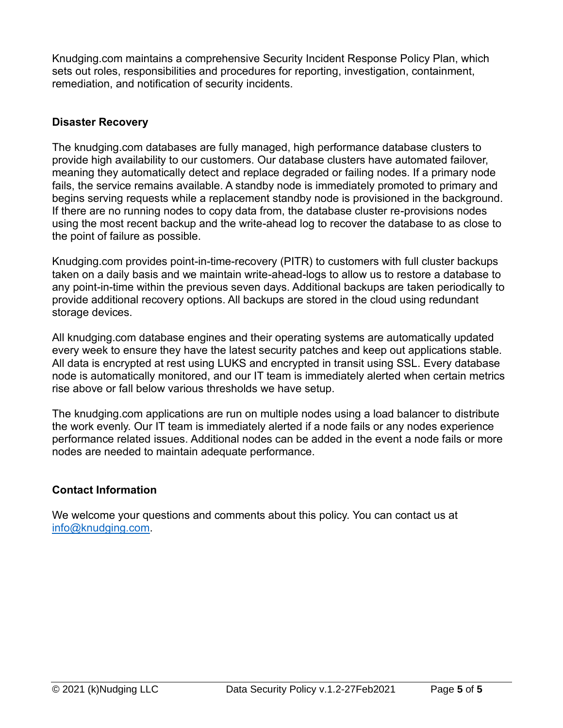Knudging.com maintains a comprehensive Security Incident Response Policy Plan, which sets out roles, responsibilities and procedures for reporting, investigation, containment, remediation, and notification of security incidents.

## Disaster Recovery

The knudging.com databases are fully managed, high performance database clusters to provide high availability to our customers. Our database clusters have automated failover, meaning they automatically detect and replace degraded or failing nodes. If a primary node fails, the service remains available. A standby node is immediately promoted to primary and begins serving requests while a replacement standby node is provisioned in the background. If there are no running nodes to copy data from, the database cluster re-provisions nodes using the most recent backup and the write-ahead log to recover the database to as close to the point of failure as possible.

Knudging.com provides point-in-time-recovery (PITR) to customers with full cluster backups taken on a daily basis and we maintain write-ahead-logs to allow us to restore a database to any point-in-time within the previous seven days. Additional backups are taken periodically to provide additional recovery options. All backups are stored in the cloud using redundant storage devices.

All knudging.com database engines and their operating systems are automatically updated every week to ensure they have the latest security patches and keep out applications stable. All data is encrypted at rest using LUKS and encrypted in transit using SSL. Every database node is automatically monitored, and our IT team is immediately alerted when certain metrics rise above or fall below various thresholds we have setup.

The knudging.com applications are run on multiple nodes using a load balancer to distribute the work evenly. Our IT team is immediately alerted if a node fails or any nodes experience performance related issues. Additional nodes can be added in the event a node fails or more nodes are needed to maintain adequate performance.

## Contact Information

We welcome your questions and comments about this policy. You can contact us at [info@knudging.com](mailto:info@knudging.com).